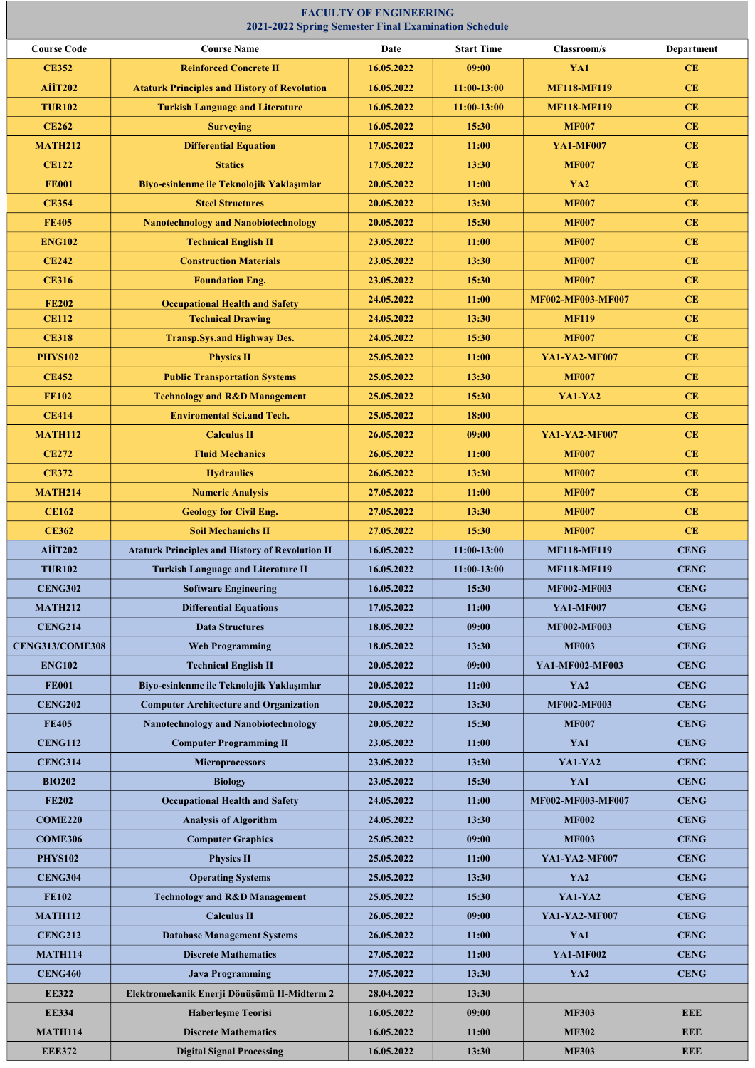# FACULTY OF ENGINEERING
## 2021-2022 Spring Semester Final Examination Schedule

| Course Code | Course Name | Date | Start Time | Classroom/s | Department |
|---|---|---|---|---|---|
| CE352 | Reinforced Concrete II | 16.05.2022 | 09:00 | YA1 | CE |
| AİİT202 | Ataturk Principles and History of Revolution | 16.05.2022 | 11:00-13:00 | MF118-MF119 | CE |
| TUR102 | Turkish Language and Literature | 16.05.2022 | 11:00-13:00 | MF118-MF119 | CE |
| CE262 | Surveying | 16.05.2022 | 15:30 | MF007 | CE |
| MATH212 | Differential Equation | 17.05.2022 | 11:00 | YA1-MF007 | CE |
| CE122 | Statics | 17.05.2022 | 13:30 | MF007 | CE |
| FE001 | Biyo-esinlenme ile Teknolojik Yaklaşımlar | 20.05.2022 | 11:00 | YA2 | CE |
| CE354 | Steel Structures | 20.05.2022 | 13:30 | MF007 | CE |
| FE405 | Nanotechnology and Nanobiotechnology | 20.05.2022 | 15:30 | MF007 | CE |
| ENG102 | Technical English II | 23.05.2022 | 11:00 | MF007 | CE |
| CE242 | Construction Materials | 23.05.2022 | 13:30 | MF007 | CE |
| CE316 | Foundation Eng. | 23.05.2022 | 15:30 | MF007 | CE |
| FE202 | Occupational Health and Safety | 24.05.2022 | 11:00 | MF002-MF003-MF007 | CE |
| CE112 | Technical Drawing | 24.05.2022 | 13:30 | MF119 | CE |
| CE318 | Transp.Sys.and Highway Des. | 24.05.2022 | 15:30 | MF007 | CE |
| PHYS102 | Physics II | 25.05.2022 | 11:00 | YA1-YA2-MF007 | CE |
| CE452 | Public Transportation Systems | 25.05.2022 | 13:30 | MF007 | CE |
| FE102 | Technology and R&D Management | 25.05.2022 | 15:30 | YA1-YA2 | CE |
| CE414 | Enviromental Sci.and Tech. | 25.05.2022 | 18:00 | | CE |
| MATH112 | Calculus II | 26.05.2022 | 09:00 | YA1-YA2-MF007 | CE |
| CE272 | Fluid Mechanics | 26.05.2022 | 11:00 | MF007 | CE |
| CE372 | Hydraulics | 26.05.2022 | 13:30 | MF007 | CE |
| MATH214 | Numeric Analysis | 27.05.2022 | 11:00 | MF007 | CE |
| CE162 | Geology for Civil Eng. | 27.05.2022 | 13:30 | MF007 | CE |
| CE362 | Soil Mechanichs II | 27.05.2022 | 15:30 | MF007 | CE |
| AİİT202 | Ataturk Principles and History of Revolution II | 16.05.2022 | 11:00-13:00 | MF118-MF119 | CENG |
| TUR102 | Turkish Language and Literature II | 16.05.2022 | 11:00-13:00 | MF118-MF119 | CENG |
| CENG302 | Software Engineering | 16.05.2022 | 15:30 | MF002-MF003 | CENG |
| MATH212 | Differential Equations | 17.05.2022 | 11:00 | YA1-MF007 | CENG |
| CENG214 | Data Structures | 18.05.2022 | 09:00 | MF002-MF003 | CENG |
| CENG313/COME308 | Web Programming | 18.05.2022 | 13:30 | MF003 | CENG |
| ENG102 | Technical English II | 20.05.2022 | 09:00 | YA1-MF002-MF003 | CENG |
| FE001 | Biyo-esinlenme ile Teknolojik Yaklaşımlar | 20.05.2022 | 11:00 | YA2 | CENG |
| CENG202 | Computer Architecture and Organization | 20.05.2022 | 13:30 | MF002-MF003 | CENG |
| FE405 | Nanotechnology and Nanobiotechnology | 20.05.2022 | 15:30 | MF007 | CENG |
| CENG112 | Computer Programming II | 23.05.2022 | 11:00 | YA1 | CENG |
| CENG314 | Microprocessors | 23.05.2022 | 13:30 | YA1-YA2 | CENG |
| BIO202 | Biology | 23.05.2022 | 15:30 | YA1 | CENG |
| FE202 | Occupational Health and Safety | 24.05.2022 | 11:00 | MF002-MF003-MF007 | CENG |
| COME220 | Analysis of Algorithm | 24.05.2022 | 13:30 | MF002 | CENG |
| COME306 | Computer Graphics | 25.05.2022 | 09:00 | MF003 | CENG |
| PHYS102 | Physics II | 25.05.2022 | 11:00 | YA1-YA2-MF007 | CENG |
| CENG304 | Operating Systems | 25.05.2022 | 13:30 | YA2 | CENG |
| FE102 | Technology and R&D Management | 25.05.2022 | 15:30 | YA1-YA2 | CENG |
| MATH112 | Calculus II | 26.05.2022 | 09:00 | YA1-YA2-MF007 | CENG |
| CENG212 | Database Management Systems | 26.05.2022 | 11:00 | YA1 | CENG |
| MATH114 | Discrete Mathematics | 27.05.2022 | 11:00 | YA1-MF002 | CENG |
| CENG460 | Java Programming | 27.05.2022 | 13:30 | YA2 | CENG |
| EE322 | Elektromekanik Enerji Dönüşümü II-Midterm 2 | 28.04.2022 | 13:30 | | |
| EE334 | Haberleşme Teorisi | 16.05.2022 | 09:00 | MF303 | EEE |
| MATH114 | Discrete Mathematics | 16.05.2022 | 11:00 | MF302 | EEE |
| EEE372 | Digital Signal Processing | 16.05.2022 | 13:30 | MF303 | EEE |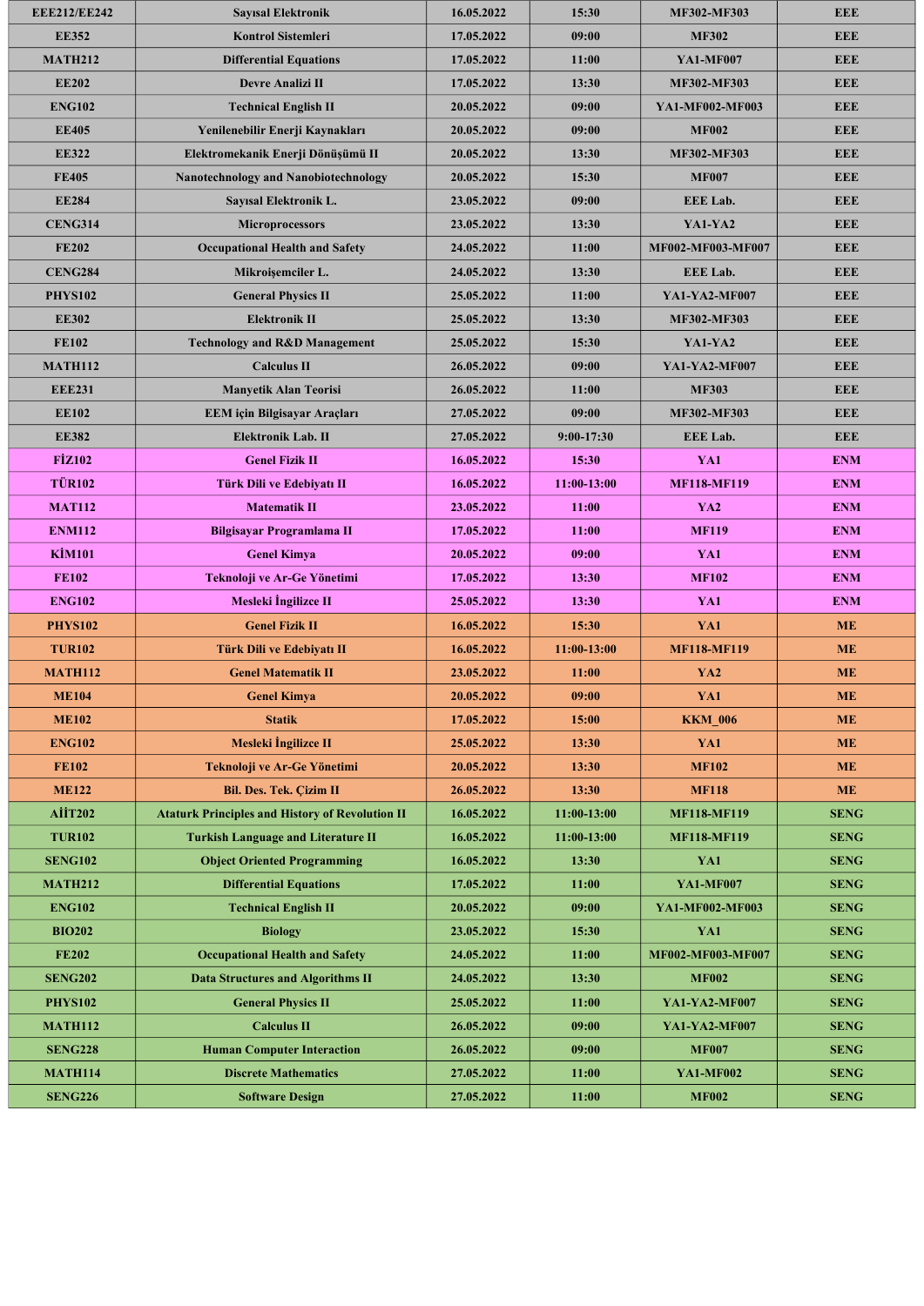| | | | | | |
|---|---|---|---|---|---|
| EEE212/EE242 | Sayısal Elektronik | 16.05.2022 | 15:30 | MF302-MF303 | EEE |
| EE352 | Kontrol Sistemleri | 17.05.2022 | 09:00 | MF302 | EEE |
| MATH212 | Differential Equations | 17.05.2022 | 11:00 | YA1-MF007 | EEE |
| EE202 | Devre Analizi II | 17.05.2022 | 13:30 | MF302-MF303 | EEE |
| ENG102 | Technical English II | 20.05.2022 | 09:00 | YA1-MF002-MF003 | EEE |
| EE405 | Yenilenebilir Enerji Kaynakları | 20.05.2022 | 09:00 | MF002 | EEE |
| EE322 | Elektromekanik Enerji Dönüşümü II | 20.05.2022 | 13:30 | MF302-MF303 | EEE |
| FE405 | Nanotechnology and Nanobiotechnology | 20.05.2022 | 15:30 | MF007 | EEE |
| EE284 | Sayısal Elektronik L. | 23.05.2022 | 09:00 | EEE Lab. | EEE |
| CENG314 | Microprocessors | 23.05.2022 | 13:30 | YA1-YA2 | EEE |
| FE202 | Occupational Health and Safety | 24.05.2022 | 11:00 | MF002-MF003-MF007 | EEE |
| CENG284 | Mikroişemciler L. | 24.05.2022 | 13:30 | EEE Lab. | EEE |
| PHYS102 | General Physics II | 25.05.2022 | 11:00 | YA1-YA2-MF007 | EEE |
| EE302 | Elektronik II | 25.05.2022 | 13:30 | MF302-MF303 | EEE |
| FE102 | Technology and R&D Management | 25.05.2022 | 15:30 | YA1-YA2 | EEE |
| MATH112 | Calculus II | 26.05.2022 | 09:00 | YA1-YA2-MF007 | EEE |
| EEE231 | Manyetik Alan Teorisi | 26.05.2022 | 11:00 | MF303 | EEE |
| EE102 | EEM için Bilgisayar Araçları | 27.05.2022 | 09:00 | MF302-MF303 | EEE |
| EE382 | Elektronik Lab. II | 27.05.2022 | 9:00-17:30 | EEE Lab. | EEE |
| FİZ102 | Genel Fizik II | 16.05.2022 | 15:30 | YA1 | ENM |
| TÜR102 | Türk Dili ve Edebiyatı II | 16.05.2022 | 11:00-13:00 | MF118-MF119 | ENM |
| MAT112 | Matematik II | 23.05.2022 | 11:00 | YA2 | ENM |
| ENM112 | Bilgisayar Programlama II | 17.05.2022 | 11:00 | MF119 | ENM |
| KİM101 | Genel Kimya | 20.05.2022 | 09:00 | YA1 | ENM |
| FE102 | Teknoloji ve Ar-Ge Yönetimi | 17.05.2022 | 13:30 | MF102 | ENM |
| ENG102 | Mesleki İngilizce II | 25.05.2022 | 13:30 | YA1 | ENM |
| PHYS102 | Genel Fizik II | 16.05.2022 | 15:30 | YA1 | ME |
| TUR102 | Türk Dili ve Edebiyatı II | 16.05.2022 | 11:00-13:00 | MF118-MF119 | ME |
| MATH112 | Genel Matematik II | 23.05.2022 | 11:00 | YA2 | ME |
| ME104 | Genel Kimya | 20.05.2022 | 09:00 | YA1 | ME |
| ME102 | Statik | 17.05.2022 | 15:00 | KKM_006 | ME |
| ENG102 | Mesleki İngilizce II | 25.05.2022 | 13:30 | YA1 | ME |
| FE102 | Teknoloji ve Ar-Ge Yönetimi | 20.05.2022 | 13:30 | MF102 | ME |
| ME122 | Bil. Des. Tek. Çizim II | 26.05.2022 | 13:30 | MF118 | ME |
| AİİT202 | Ataturk Principles and History of Revolution II | 16.05.2022 | 11:00-13:00 | MF118-MF119 | SENG |
| TUR102 | Turkish Language and Literature II | 16.05.2022 | 11:00-13:00 | MF118-MF119 | SENG |
| SENG102 | Object Oriented Programming | 16.05.2022 | 13:30 | YA1 | SENG |
| MATH212 | Differential Equations | 17.05.2022 | 11:00 | YA1-MF007 | SENG |
| ENG102 | Technical English II | 20.05.2022 | 09:00 | YA1-MF002-MF003 | SENG |
| BIO202 | Biology | 23.05.2022 | 15:30 | YA1 | SENG |
| FE202 | Occupational Health and Safety | 24.05.2022 | 11:00 | MF002-MF003-MF007 | SENG |
| SENG202 | Data Structures and Algorithms II | 24.05.2022 | 13:30 | MF002 | SENG |
| PHYS102 | General Physics II | 25.05.2022 | 11:00 | YA1-YA2-MF007 | SENG |
| MATH112 | Calculus II | 26.05.2022 | 09:00 | YA1-YA2-MF007 | SENG |
| SENG228 | Human Computer Interaction | 26.05.2022 | 09:00 | MF007 | SENG |
| MATH114 | Discrete Mathematics | 27.05.2022 | 11:00 | YA1-MF002 | SENG |
| SENG226 | Software Design | 27.05.2022 | 11:00 | MF002 | SENG |